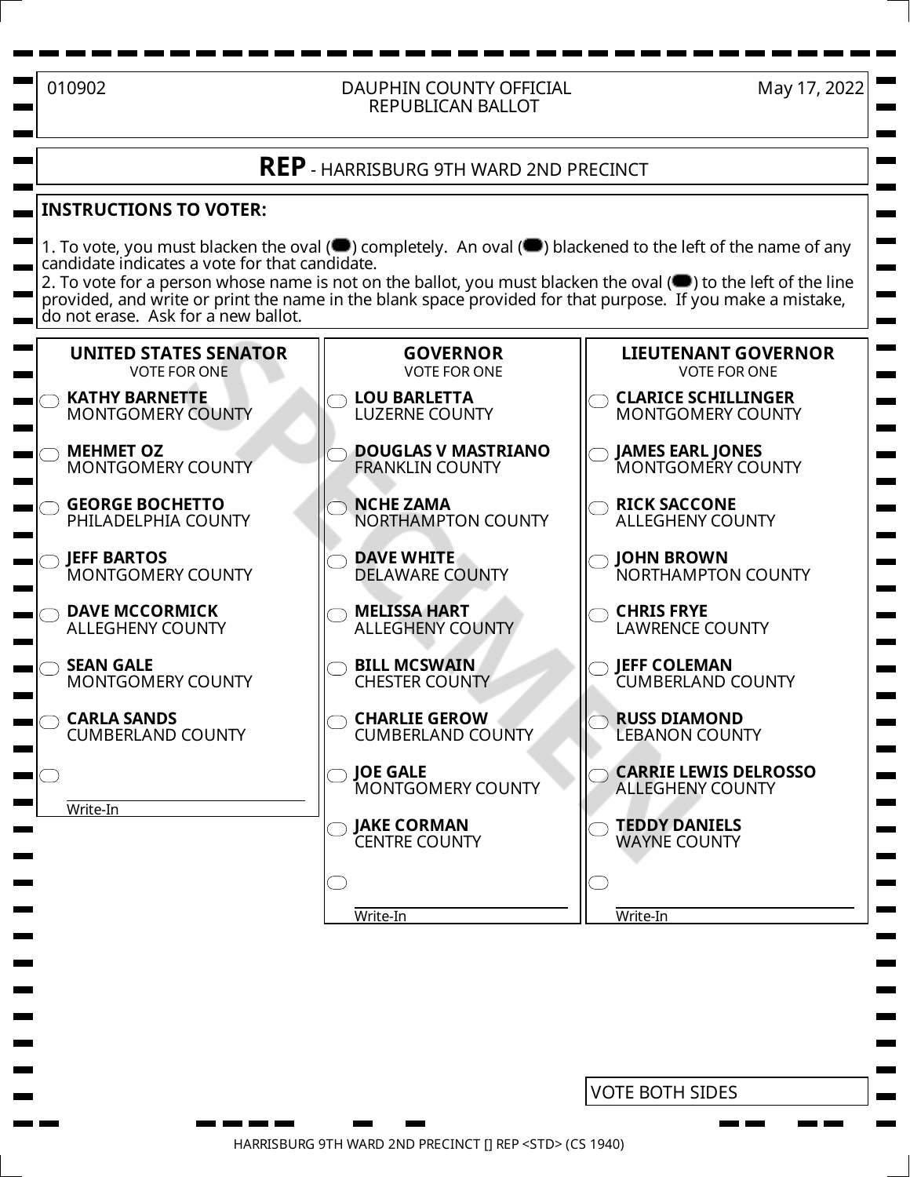010902 | DAUPHIN COUNTY OFFICIAL REPUBLICAN BALLOT | May 17, 2022

# REP - HARRISBURG 9TH WARD 2ND PRECINCT

**INSTRUCTIONS TO VOTER:**

1. To vote, you must blacken the oval (⬬) completely. An oval (⬬) blackened to the left of the name of any candidate indicates a vote for that candidate.
2. To vote for a person whose name is not on the ballot, you must blacken the oval (⬬) to the left of the line provided, and write or print the name in the blank space provided for that purpose. If you make a mistake, do not erase. Ask for a new ballot.

## UNITED STATES SENATOR
VOTE FOR ONE

- ⬭ **KATHY BARNETTE** MONTGOMERY COUNTY
- ⬭ **MEHMET OZ** MONTGOMERY COUNTY
- ⬭ **GEORGE BOCHETTO** PHILADELPHIA COUNTY
- ⬭ **JEFF BARTOS** MONTGOMERY COUNTY
- ⬭ **DAVE MCCORMICK** ALLEGHENY COUNTY
- ⬭ **SEAN GALE** MONTGOMERY COUNTY
- ⬭ **CARLA SANDS** CUMBERLAND COUNTY
- ⬭ ______________ Write-In

## GOVERNOR
VOTE FOR ONE

- ⬭ **LOU BARLETTA** LUZERNE COUNTY
- ⬭ **DOUGLAS V MASTRIANO** FRANKLIN COUNTY
- ⬭ **NCHE ZAMA** NORTHAMPTON COUNTY
- ⬭ **DAVE WHITE** DELAWARE COUNTY
- ⬭ **MELISSA HART** ALLEGHENY COUNTY
- ⬭ **BILL MCSWAIN** CHESTER COUNTY
- ⬭ **CHARLIE GEROW** CUMBERLAND COUNTY
- ⬭ **JOE GALE** MONTGOMERY COUNTY
- ⬭ **JAKE CORMAN** CENTRE COUNTY
- ⬭ ______________ Write-In

## LIEUTENANT GOVERNOR
VOTE FOR ONE

- ⬭ **CLARICE SCHILLINGER** MONTGOMERY COUNTY
- ⬭ **JAMES EARL JONES** MONTGOMERY COUNTY
- ⬭ **RICK SACCONE** ALLEGHENY COUNTY
- ⬭ **JOHN BROWN** NORTHAMPTON COUNTY
- ⬭ **CHRIS FRYE** LAWRENCE COUNTY
- ⬭ **JEFF COLEMAN** CUMBERLAND COUNTY
- ⬭ **RUSS DIAMOND** LEBANON COUNTY
- ⬭ **CARRIE LEWIS DELROSSO** ALLEGHENY COUNTY
- ⬭ **TEDDY DANIELS** WAYNE COUNTY
- ⬭ ______________ Write-In

VOTE BOTH SIDES

HARRISBURG 9TH WARD 2ND PRECINCT [] REP <STD> (CS 1940)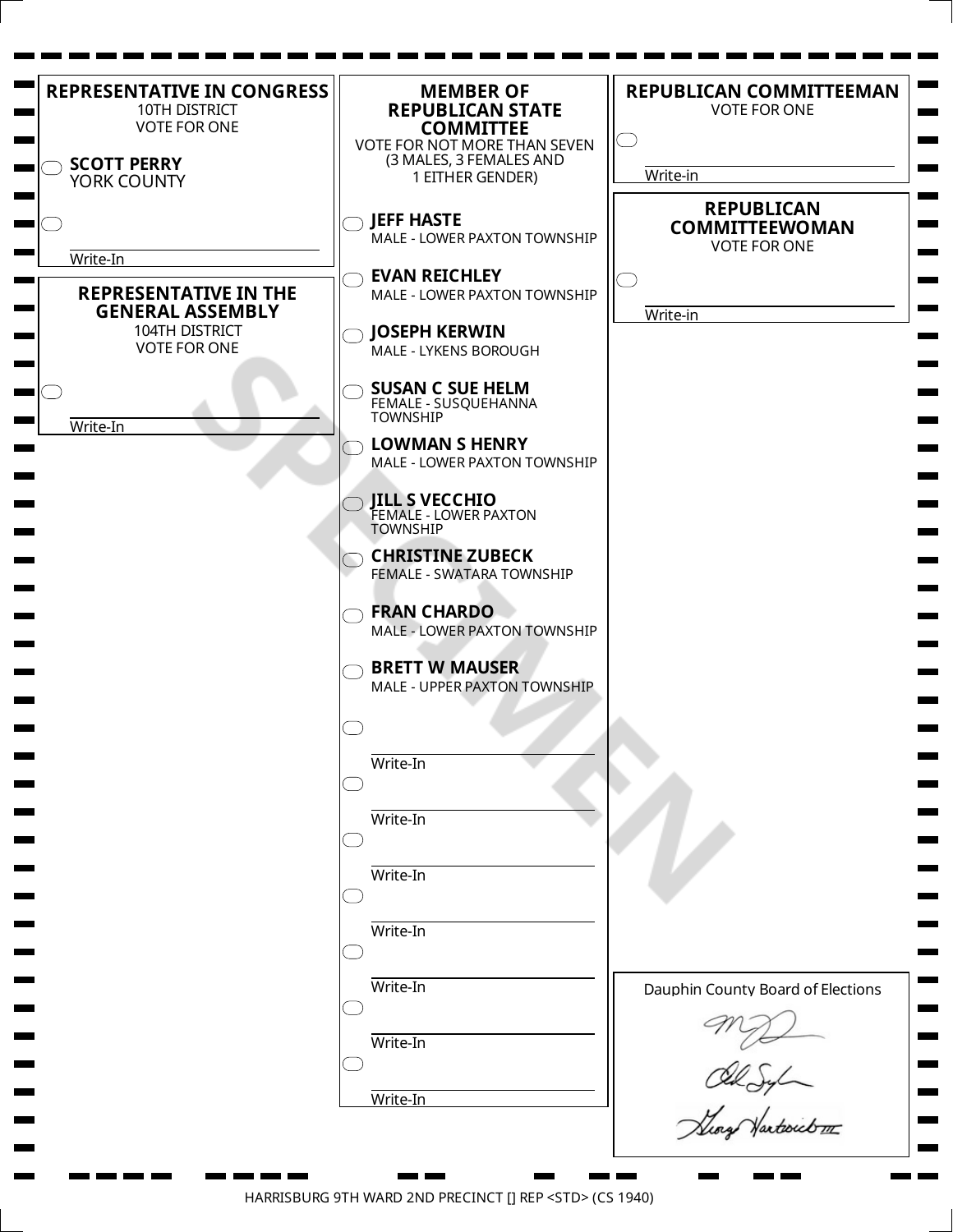## REPRESENTATIVE IN CONGRESS

10TH DISTRICT
VOTE FOR ONE

- **SCOTT PERRY**
  YORK COUNTY
- Write-In

## REPRESENTATIVE IN THE GENERAL ASSEMBLY

104TH DISTRICT
VOTE FOR ONE

- Write-In

## MEMBER OF REPUBLICAN STATE COMMITTEE

VOTE FOR NOT MORE THAN SEVEN
(3 MALES, 3 FEMALES AND
1 EITHER GENDER)

- **JEFF HASTE**
  MALE - LOWER PAXTON TOWNSHIP
- **EVAN REICHLEY**
  MALE - LOWER PAXTON TOWNSHIP
- **JOSEPH KERWIN**
  MALE - LYKENS BOROUGH
- **SUSAN C SUE HELM**
  FEMALE - SUSQUEHANNA TOWNSHIP
- **LOWMAN S HENRY**
  MALE - LOWER PAXTON TOWNSHIP
- **JILL S VECCHIO**
  FEMALE - LOWER PAXTON TOWNSHIP
- **CHRISTINE ZUBECK**
  FEMALE - SWATARA TOWNSHIP
- **FRAN CHARDO**
  MALE - LOWER PAXTON TOWNSHIP
- **BRETT W MAUSER**
  MALE - UPPER PAXTON TOWNSHIP
- Write-In
- Write-In
- Write-In
- Write-In
- Write-In
- Write-In
- Write-In

## REPUBLICAN COMMITTEEMAN

VOTE FOR ONE

- Write-in

## REPUBLICAN COMMITTEEWOMAN

VOTE FOR ONE

- Write-in

Dauphin County Board of Elections

HARRISBURG 9TH WARD 2ND PRECINCT [] REP <STD> (CS 1940)